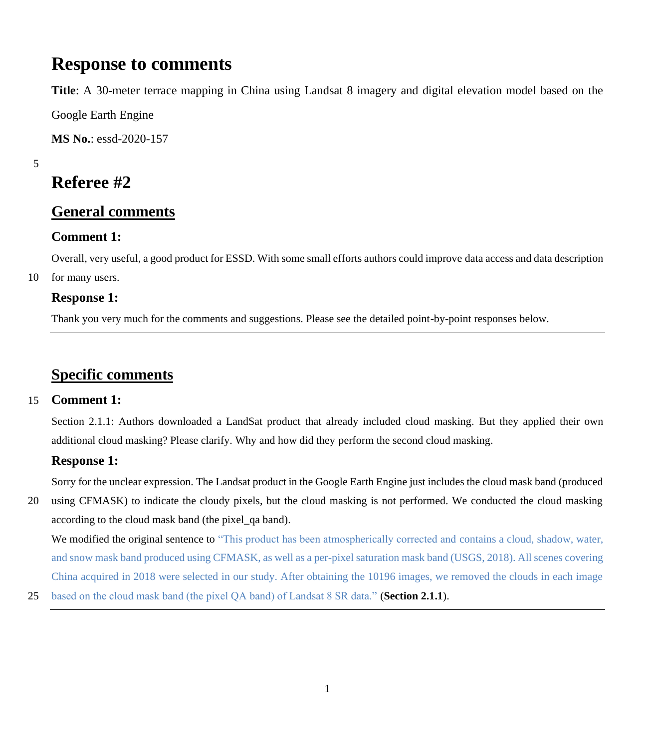# Response to comments

**Title**: A 30-meter terrace mapping in China using Landsat 8 imagery and digital elevation model based on the Google Earth Engine

**MS No.**: essd-2020-157

## Referee #2

### General comments

#### Comment 1:

Overall, very useful, a good product for ESSD. With some small efforts authors could improve data access and data description for many users.

#### Response 1:

Thank you very much for the comments and suggestions. Please see the detailed point-by-point responses below.

---

### Specific comments

#### Comment 1:

Section 2.1.1: Authors downloaded a LandSat product that already included cloud masking. But they applied their own additional cloud masking? Please clarify. Why and how did they perform the second cloud masking.

#### Response 1:

Sorry for the unclear expression. The Landsat product in the Google Earth Engine just includes the cloud mask band (produced using CFMASK) to indicate the cloudy pixels, but the cloud masking is not performed. We conducted the cloud masking according to the cloud mask band (the pixel_qa band).

We modified the original sentence to "This product has been atmospherically corrected and contains a cloud, shadow, water, and snow mask band produced using CFMASK, as well as a per-pixel saturation mask band (USGS, 2018). All scenes covering China acquired in 2018 were selected in our study. After obtaining the 10196 images, we removed the clouds in each image based on the cloud mask band (the pixel QA band) of Landsat 8 SR data." (**Section 2.1.1**).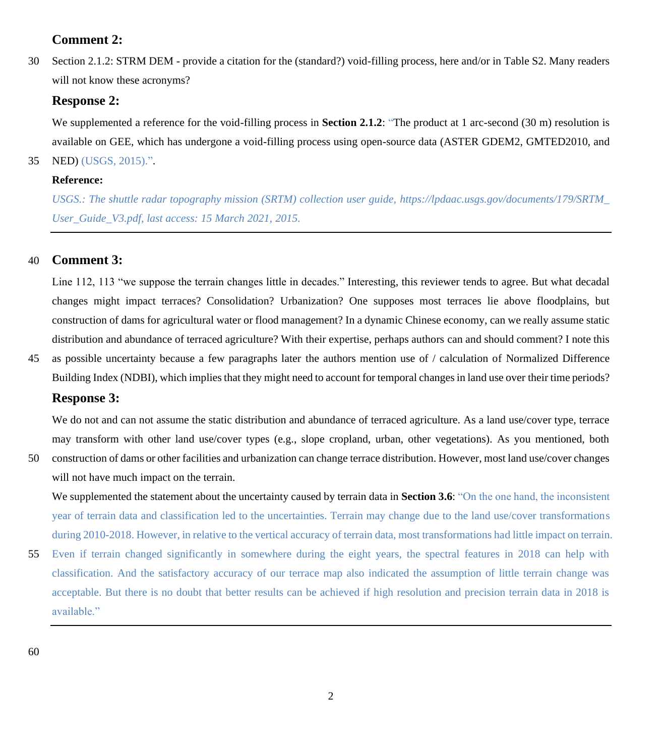### Comment 2:

Section 2.1.2: STRM DEM - provide a citation for the (standard?) void-filling process, here and/or in Table S2. Many readers will not know these acronyms?

### Response 2:

We supplemented a reference for the void-filling process in **Section 2.1.2**: "The product at 1 arc-second (30 m) resolution is available on GEE, which has undergone a void-filling process using open-source data (ASTER GDEM2, GMTED2010, and NED) (USGS, 2015).".

**Reference:**

*USGS.: The shuttle radar topography mission (SRTM) collection user guide, https://lpdaac.usgs.gov/documents/179/SRTM_User_Guide_V3.pdf, last access: 15 March 2021, 2015.*

---

### Comment 3:

Line 112, 113 "we suppose the terrain changes little in decades." Interesting, this reviewer tends to agree. But what decadal changes might impact terraces? Consolidation? Urbanization? One supposes most terraces lie above floodplains, but construction of dams for agricultural water or flood management? In a dynamic Chinese economy, can we really assume static distribution and abundance of terraced agriculture? With their expertise, perhaps authors can and should comment? I note this as possible uncertainty because a few paragraphs later the authors mention use of / calculation of Normalized Difference Building Index (NDBI), which implies that they might need to account for temporal changes in land use over their time periods?

### Response 3:

We do not and can not assume the static distribution and abundance of terraced agriculture. As a land use/cover type, terrace may transform with other land use/cover types (e.g., slope cropland, urban, other vegetations). As you mentioned, both construction of dams or other facilities and urbanization can change terrace distribution. However, most land use/cover changes will not have much impact on the terrain.

We supplemented the statement about the uncertainty caused by terrain data in **Section 3.6**: "On the one hand, the inconsistent year of terrain data and classification led to the uncertainties. Terrain may change due to the land use/cover transformations during 2010-2018. However, in relative to the vertical accuracy of terrain data, most transformations had little impact on terrain. Even if terrain changed significantly in somewhere during the eight years, the spectral features in 2018 can help with classification. And the satisfactory accuracy of our terrace map also indicated the assumption of little terrain change was acceptable. But there is no doubt that better results can be achieved if high resolution and precision terrain data in 2018 is available."

---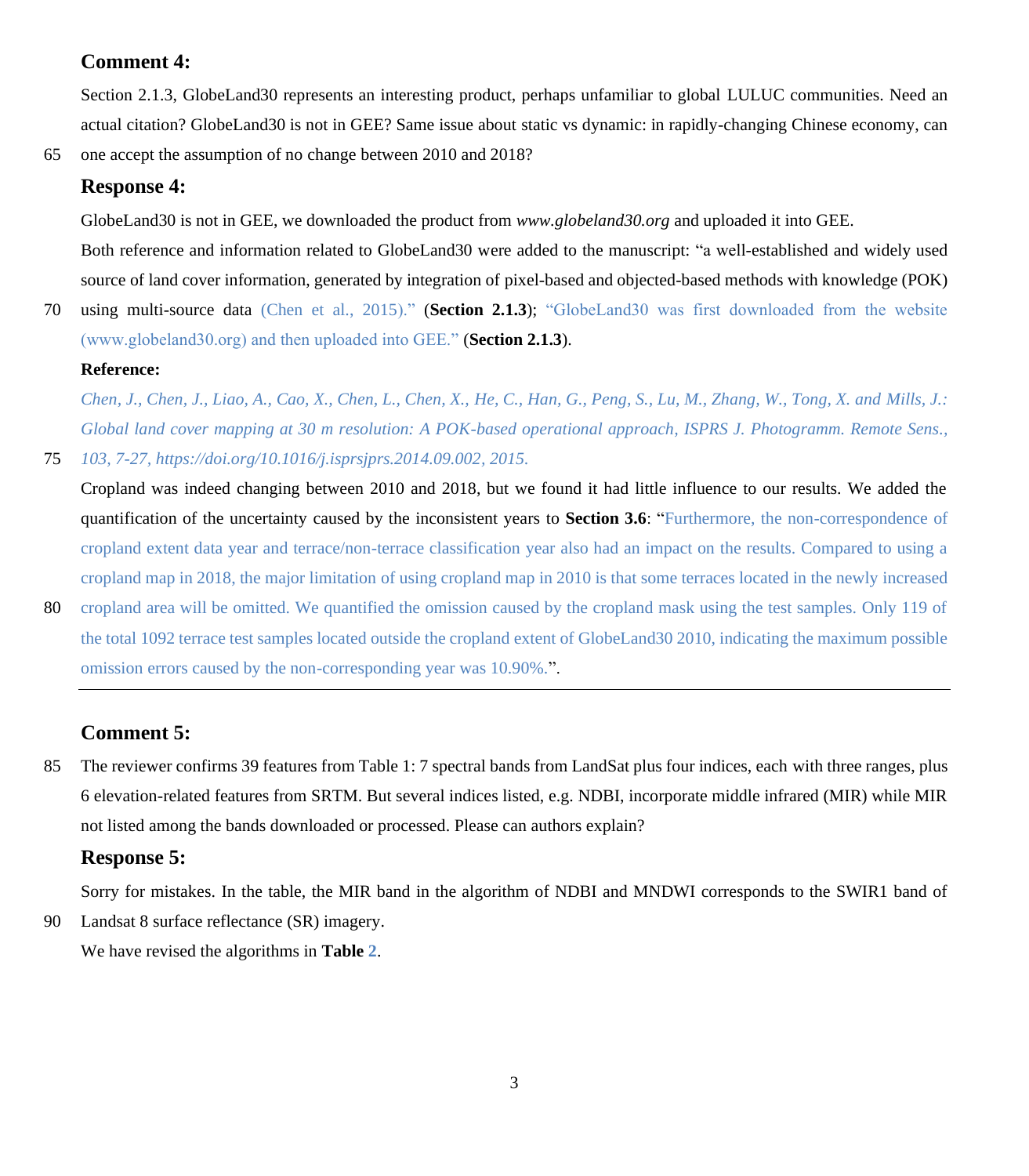### Comment 4:

Section 2.1.3, GlobeLand30 represents an interesting product, perhaps unfamiliar to global LULUC communities. Need an actual citation? GlobeLand30 is not in GEE? Same issue about static vs dynamic: in rapidly-changing Chinese economy, can one accept the assumption of no change between 2010 and 2018?

### Response 4:

GlobeLand30 is not in GEE, we downloaded the product from *www.globeland30.org* and uploaded it into GEE.

Both reference and information related to GlobeLand30 were added to the manuscript: "a well-established and widely used source of land cover information, generated by integration of pixel-based and objected-based methods with knowledge (POK) using multi-source data (Chen et al., 2015)." (**Section 2.1.3**); "GlobeLand30 was first downloaded from the website (www.globeland30.org) and then uploaded into GEE." (**Section 2.1.3**).

**Reference:**

*Chen, J., Chen, J., Liao, A., Cao, X., Chen, L., Chen, X., He, C., Han, G., Peng, S., Lu, M., Zhang, W., Tong, X. and Mills, J.: Global land cover mapping at 30 m resolution: A POK-based operational approach, ISPRS J. Photogramm. Remote Sens., 103, 7-27, https://doi.org/10.1016/j.isprsjprs.2014.09.002, 2015.*

Cropland was indeed changing between 2010 and 2018, but we found it had little influence to our results. We added the quantification of the uncertainty caused by the inconsistent years to **Section 3.6**: "Furthermore, the non-correspondence of cropland extent data year and terrace/non-terrace classification year also had an impact on the results. Compared to using a cropland map in 2018, the major limitation of using cropland map in 2010 is that some terraces located in the newly increased cropland area will be omitted. We quantified the omission caused by the cropland mask using the test samples. Only 119 of the total 1092 terrace test samples located outside the cropland extent of GlobeLand30 2010, indicating the maximum possible omission errors caused by the non-corresponding year was 10.90%.".

---

### Comment 5:

The reviewer confirms 39 features from Table 1: 7 spectral bands from LandSat plus four indices, each with three ranges, plus 6 elevation-related features from SRTM. But several indices listed, e.g. NDBI, incorporate middle infrared (MIR) while MIR not listed among the bands downloaded or processed. Please can authors explain?

### Response 5:

Sorry for mistakes. In the table, the MIR band in the algorithm of NDBI and MNDWI corresponds to the SWIR1 band of Landsat 8 surface reflectance (SR) imagery.

We have revised the algorithms in **Table 2**.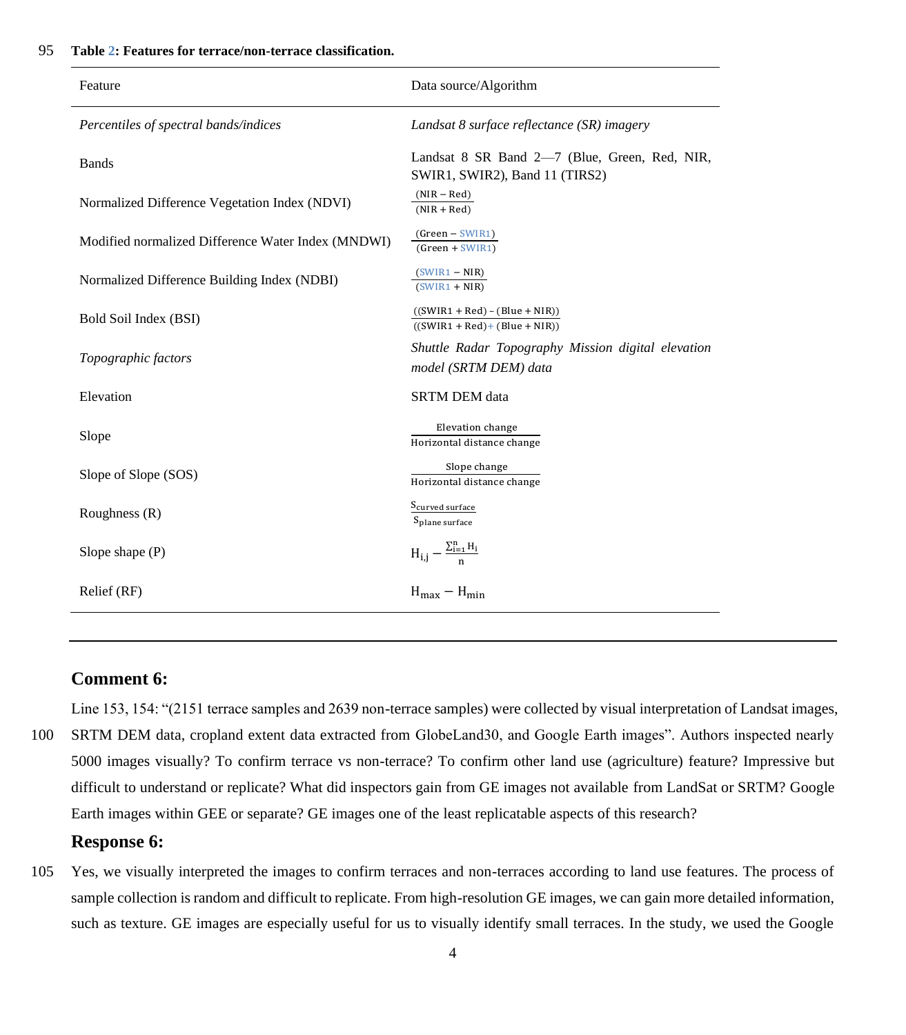**Table 2: Features for terrace/non-terrace classification.**

| Feature | Data source/Algorithm |
|---|---|
| *Percentiles of spectral bands/indices* | *Landsat 8 surface reflectance (SR) imagery* |
| Bands | Landsat 8 SR Band 2—7 (Blue, Green, Red, NIR, SWIR1, SWIR2), Band 11 (TIRS2) |
| Normalized Difference Vegetation Index (NDVI) | $\frac{(\mathrm{NIR}-\mathrm{Red})}{(\mathrm{NIR}+\mathrm{Red})}$ |
| Modified normalized Difference Water Index (MNDWI) | $\frac{(\mathrm{Green}-\mathrm{SWIR1})}{(\mathrm{Green}+\mathrm{SWIR1})}$ |
| Normalized Difference Building Index (NDBI) | $\frac{(\mathrm{SWIR1}-\mathrm{NIR})}{(\mathrm{SWIR1}+\mathrm{NIR})}$ |
| Bold Soil Index (BSI) | $\frac{((\mathrm{SWIR1}+\mathrm{Red})-(\mathrm{Blue}+\mathrm{NIR}))}{((\mathrm{SWIR1}+\mathrm{Red})+(\mathrm{Blue}+\mathrm{NIR}))}$ |
| *Topographic factors* | *Shuttle Radar Topography Mission digital elevation model (SRTM DEM) data* |
| Elevation | SRTM DEM data |
| Slope | $\frac{\text{Elevation change}}{\text{Horizontal distance change}}$ |
| Slope of Slope (SOS) | $\frac{\text{Slope change}}{\text{Horizontal distance change}}$ |
| Roughness (R) | $\frac{S_{\text{curved surface}}}{S_{\text{plane surface}}}$ |
| Slope shape (P) | $H_{i,j}-\frac{\sum_{i=1}^{n}H_i}{n}$ |
| Relief (RF) | $H_{max}-H_{min}$ |

---

### Comment 6:

Line 153, 154: "(2151 terrace samples and 2639 non-terrace samples) were collected by visual interpretation of Landsat images, SRTM DEM data, cropland extent data extracted from GlobeLand30, and Google Earth images". Authors inspected nearly 5000 images visually? To confirm terrace vs non-terrace? To confirm other land use (agriculture) feature? Impressive but difficult to understand or replicate? What did inspectors gain from GE images not available from LandSat or SRTM? Google Earth images within GEE or separate? GE images one of the least replicatable aspects of this research?

### Response 6:

Yes, we visually interpreted the images to confirm terraces and non-terraces according to land use features. The process of sample collection is random and difficult to replicate. From high-resolution GE images, we can gain more detailed information, such as texture. GE images are especially useful for us to visually identify small terraces. In the study, we used the Google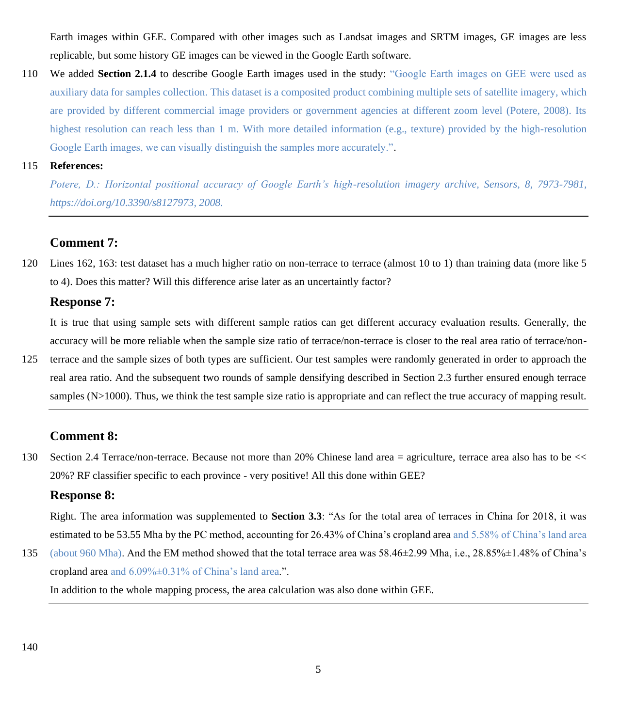Earth images within GEE. Compared with other images such as Landsat images and SRTM images, GE images are less replicable, but some history GE images can be viewed in the Google Earth software.

We added **Section 2.1.4** to describe Google Earth images used in the study: "Google Earth images on GEE were used as auxiliary data for samples collection. This dataset is a composited product combining multiple sets of satellite imagery, which are provided by different commercial image providers or government agencies at different zoom level (Potere, 2008). Its highest resolution can reach less than 1 m. With more detailed information (e.g., texture) provided by the high-resolution Google Earth images, we can visually distinguish the samples more accurately.".

**References:**

*Potere, D.: Horizontal positional accuracy of Google Earth's high-resolution imagery archive, Sensors, 8, 7973-7981, https://doi.org/10.3390/s8127973, 2008.*

---

### Comment 7:

Lines 162, 163: test dataset has a much higher ratio on non-terrace to terrace (almost 10 to 1) than training data (more like 5 to 4). Does this matter? Will this difference arise later as an uncertaintly factor?

### Response 7:

It is true that using sample sets with different sample ratios can get different accuracy evaluation results. Generally, the accuracy will be more reliable when the sample size ratio of terrace/non-terrace is closer to the real area ratio of terrace/non-terrace and the sample sizes of both types are sufficient. Our test samples were randomly generated in order to approach the real area ratio. And the subsequent two rounds of sample densifying described in Section 2.3 further ensured enough terrace samples (N>1000). Thus, we think the test sample size ratio is appropriate and can reflect the true accuracy of mapping result.

---

### Comment 8:

Section 2.4 Terrace/non-terrace. Because not more than 20% Chinese land area = agriculture, terrace area also has to be << 20%? RF classifier specific to each province - very positive! All this done within GEE?

### Response 8:

Right. The area information was supplemented to **Section 3.3**: "As for the total area of terraces in China for 2018, it was estimated to be 53.55 Mha by the PC method, accounting for 26.43% of China's cropland area and 5.58% of China's land area (about 960 Mha). And the EM method showed that the total terrace area was 58.46±2.99 Mha, i.e., 28.85%±1.48% of China's cropland area and 6.09%±0.31% of China's land area.".

In addition to the whole mapping process, the area calculation was also done within GEE.

---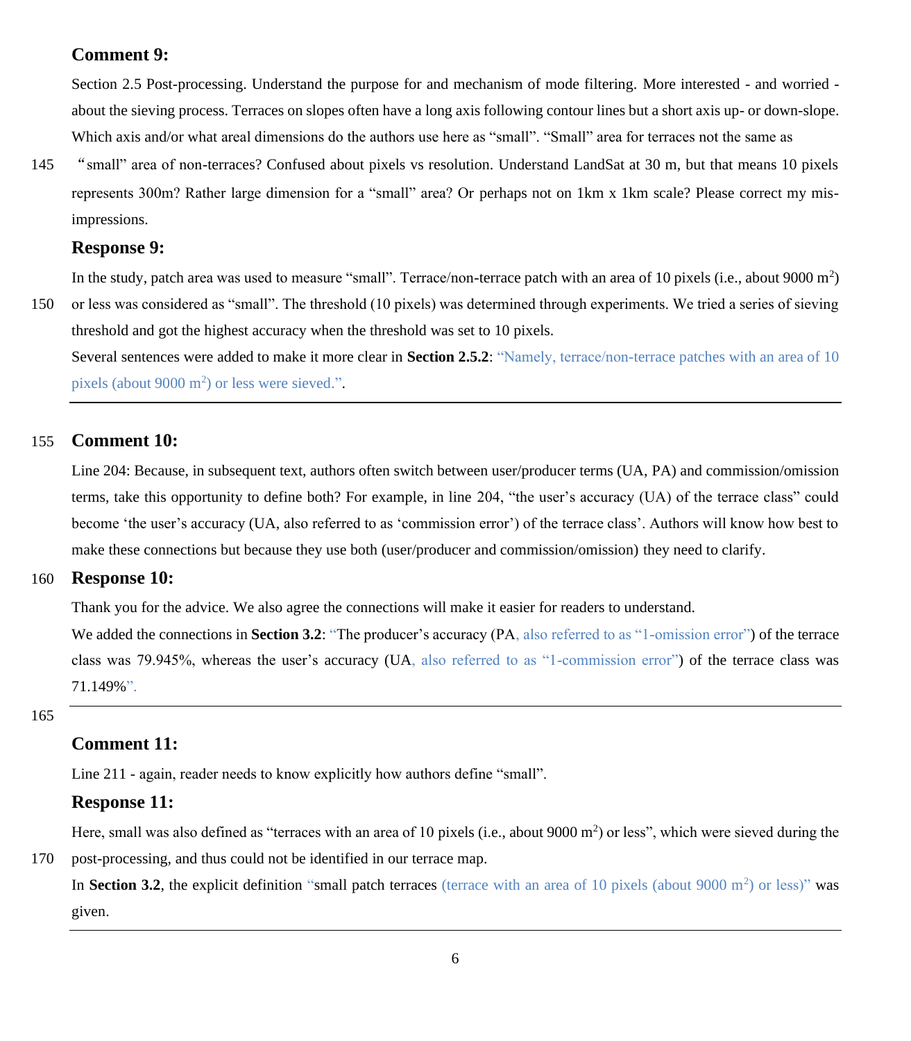### Comment 9:

Section 2.5 Post-processing. Understand the purpose for and mechanism of mode filtering. More interested - and worried - about the sieving process. Terraces on slopes often have a long axis following contour lines but a short axis up- or down-slope. Which axis and/or what areal dimensions do the authors use here as “small”. “Small” area for terraces not the same as “small” area of non-terraces? Confused about pixels vs resolution. Understand LandSat at 30 m, but that means 10 pixels represents 300m? Rather large dimension for a “small” area? Or perhaps not on 1km x 1km scale? Please correct my mis-impressions.

### Response 9:

In the study, patch area was used to measure “small”. Terrace/non-terrace patch with an area of 10 pixels (i.e., about 9000 $m^2$) or less was considered as “small”. The threshold (10 pixels) was determined through experiments. We tried a series of sieving threshold and got the highest accuracy when the threshold was set to 10 pixels.

Several sentences were added to make it more clear in **Section 2.5.2**: “Namely, terrace/non-terrace patches with an area of 10 pixels (about 9000 $m^2$) or less were sieved.”.

---

### Comment 10:

Line 204: Because, in subsequent text, authors often switch between user/producer terms (UA, PA) and commission/omission terms, take this opportunity to define both? For example, in line 204, “the user’s accuracy (UA) of the terrace class” could become ‘the user’s accuracy (UA, also referred to as ‘commission error’) of the terrace class’. Authors will know how best to make these connections but because they use both (user/producer and commission/omission) they need to clarify.

### Response 10:

Thank you for the advice. We also agree the connections will make it easier for readers to understand.

We added the connections in **Section 3.2**: “The producer’s accuracy (PA, also referred to as “1-omission error”) of the terrace class was 79.945%, whereas the user’s accuracy (UA, also referred to as “1-commission error”) of the terrace class was 71.149%”.

---

### Comment 11:

Line 211 - again, reader needs to know explicitly how authors define “small”.

### Response 11:

Here, small was also defined as “terraces with an area of 10 pixels (i.e., about 9000 $m^2$) or less”, which were sieved during the post-processing, and thus could not be identified in our terrace map.

In **Section 3.2**, the explicit definition “small patch terraces (terrace with an area of 10 pixels (about 9000 $m^2$) or less)” was given.

---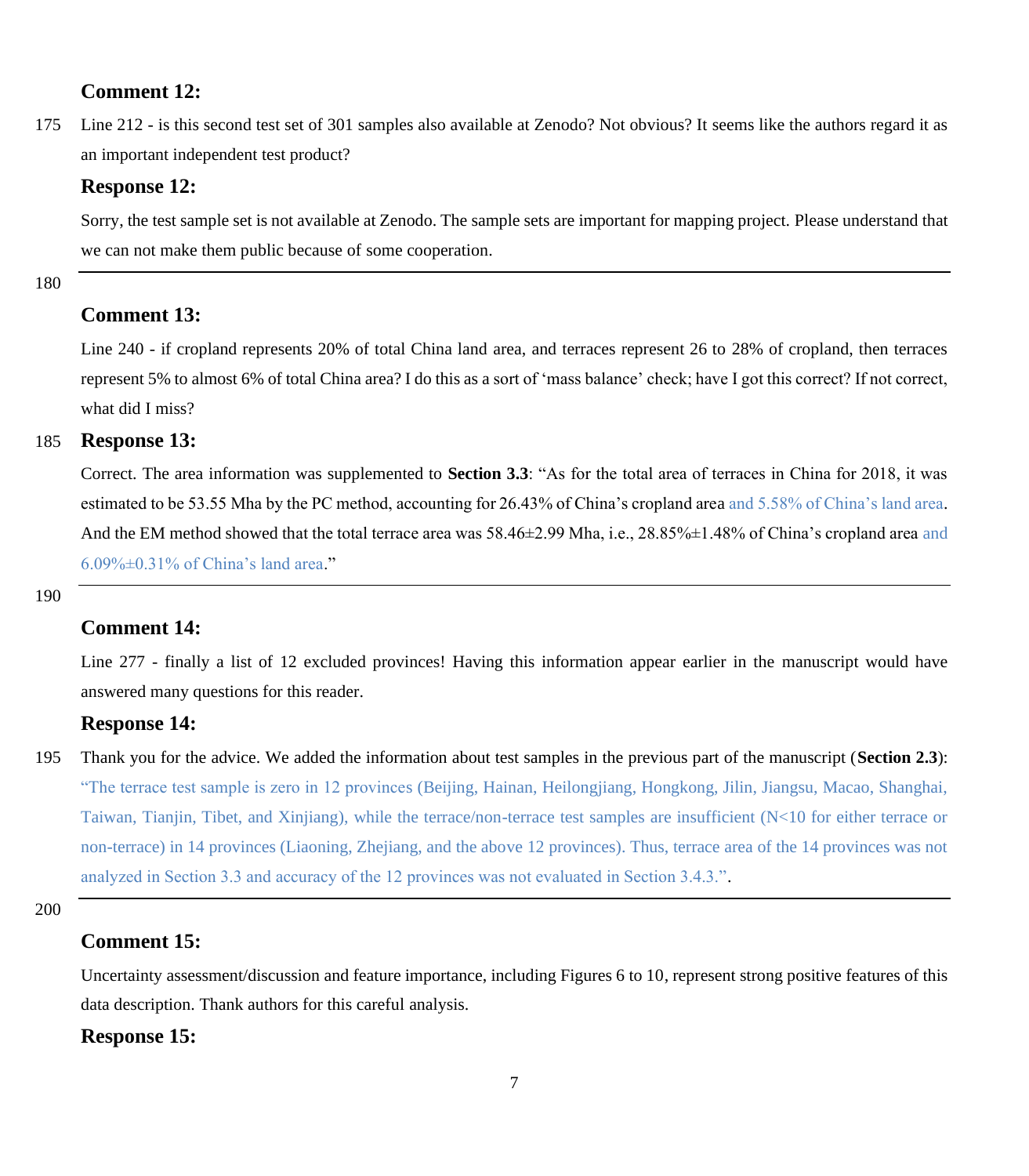**Comment 12:**

Line 212 - is this second test set of 301 samples also available at Zenodo? Not obvious? It seems like the authors regard it as an important independent test product?

**Response 12:**

Sorry, the test sample set is not available at Zenodo. The sample sets are important for mapping project. Please understand that we can not make them public because of some cooperation.

---

**Comment 13:**

Line 240 - if cropland represents 20% of total China land area, and terraces represent 26 to 28% of cropland, then terraces represent 5% to almost 6% of total China area? I do this as a sort of 'mass balance' check; have I got this correct? If not correct, what did I miss?

**Response 13:**

Correct. The area information was supplemented to **Section 3.3**: "As for the total area of terraces in China for 2018, it was estimated to be 53.55 Mha by the PC method, accounting for 26.43% of China's cropland area and 5.58% of China's land area. And the EM method showed that the total terrace area was 58.46±2.99 Mha, i.e., 28.85%±1.48% of China's cropland area and 6.09%±0.31% of China's land area."

---

**Comment 14:**

Line 277 - finally a list of 12 excluded provinces! Having this information appear earlier in the manuscript would have answered many questions for this reader.

**Response 14:**

Thank you for the advice. We added the information about test samples in the previous part of the manuscript (**Section 2.3**): "The terrace test sample is zero in 12 provinces (Beijing, Hainan, Heilongjiang, Hongkong, Jilin, Jiangsu, Macao, Shanghai, Taiwan, Tianjin, Tibet, and Xinjiang), while the terrace/non-terrace test samples are insufficient (N<10 for either terrace or non-terrace) in 14 provinces (Liaoning, Zhejiang, and the above 12 provinces). Thus, terrace area of the 14 provinces was not analyzed in Section 3.3 and accuracy of the 12 provinces was not evaluated in Section 3.4.3.".

---

**Comment 15:**

Uncertainty assessment/discussion and feature importance, including Figures 6 to 10, represent strong positive features of this data description. Thank authors for this careful analysis.

**Response 15:**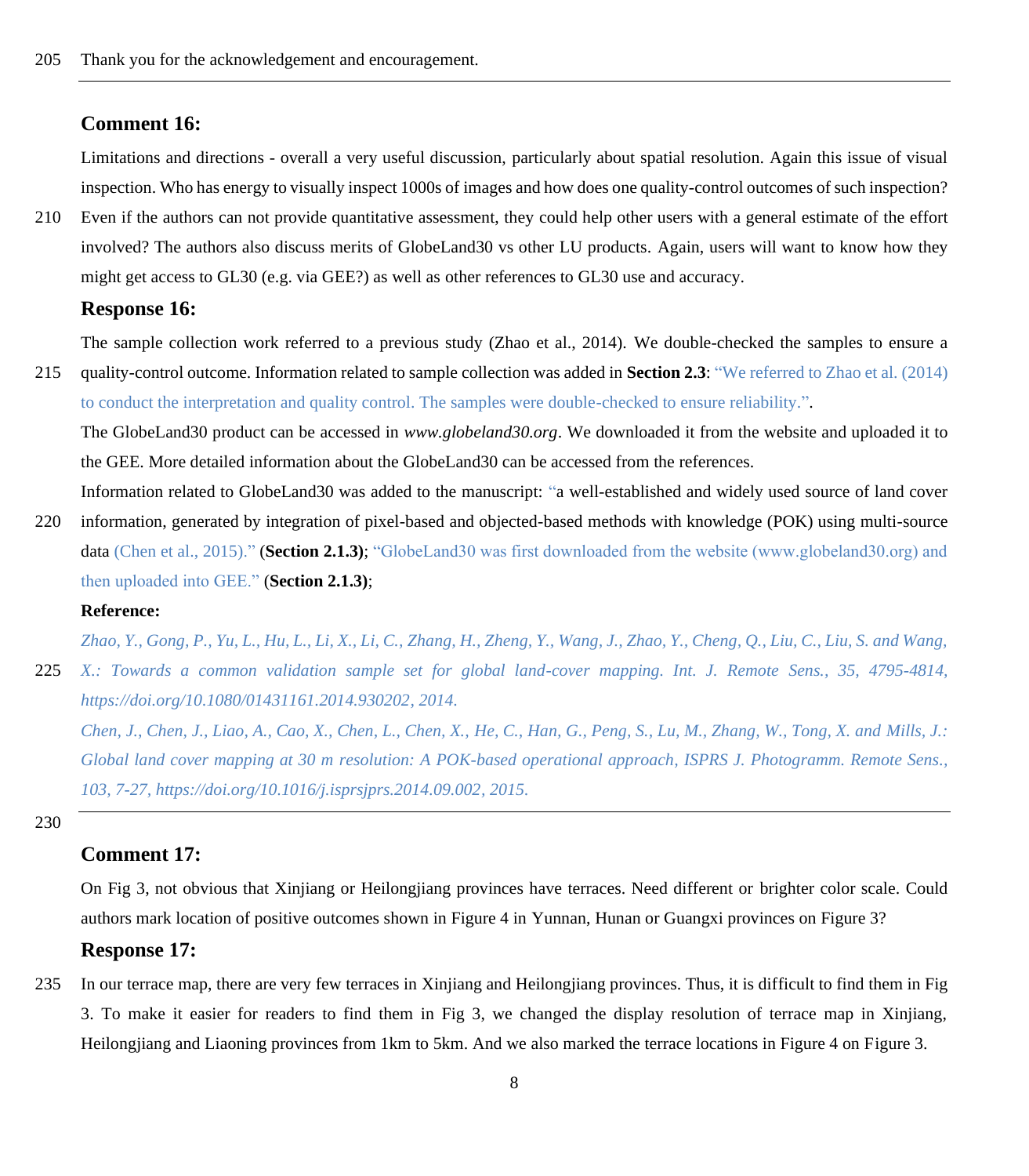Thank you for the acknowledgement and encouragement.

---

### Comment 16:

Limitations and directions - overall a very useful discussion, particularly about spatial resolution. Again this issue of visual inspection. Who has energy to visually inspect 1000s of images and how does one quality-control outcomes of such inspection? Even if the authors can not provide quantitative assessment, they could help other users with a general estimate of the effort involved? The authors also discuss merits of GlobeLand30 vs other LU products. Again, users will want to know how they might get access to GL30 (e.g. via GEE?) as well as other references to GL30 use and accuracy.

### Response 16:

The sample collection work referred to a previous study (Zhao et al., 2014). We double-checked the samples to ensure a quality-control outcome. Information related to sample collection was added in **Section 2.3**: "We referred to Zhao et al. (2014) to conduct the interpretation and quality control. The samples were double-checked to ensure reliability.".

The GlobeLand30 product can be accessed in *www.globeland30.org*. We downloaded it from the website and uploaded it to the GEE. More detailed information about the GlobeLand30 can be accessed from the references.

Information related to GlobeLand30 was added to the manuscript: "a well-established and widely used source of land cover information, generated by integration of pixel-based and objected-based methods with knowledge (POK) using multi-source data (Chen et al., 2015)." (**Section 2.1.3)**; "GlobeLand30 was first downloaded from the website (www.globeland30.org) and then uploaded into GEE." (**Section 2.1.3)**;

**Reference:**

*Zhao, Y., Gong, P., Yu, L., Hu, L., Li, X., Li, C., Zhang, H., Zheng, Y., Wang, J., Zhao, Y., Cheng, Q., Liu, C., Liu, S. and Wang, X.: Towards a common validation sample set for global land-cover mapping. Int. J. Remote Sens., 35, 4795-4814, https://doi.org/10.1080/01431161.2014.930202, 2014.*

*Chen, J., Chen, J., Liao, A., Cao, X., Chen, L., Chen, X., He, C., Han, G., Peng, S., Lu, M., Zhang, W., Tong, X. and Mills, J.: Global land cover mapping at 30 m resolution: A POK-based operational approach, ISPRS J. Photogramm. Remote Sens., 103, 7-27, https://doi.org/10.1016/j.isprsjprs.2014.09.002, 2015.*

---

### Comment 17:

On Fig 3, not obvious that Xinjiang or Heilongjiang provinces have terraces. Need different or brighter color scale. Could authors mark location of positive outcomes shown in Figure 4 in Yunnan, Hunan or Guangxi provinces on Figure 3?

### Response 17:

In our terrace map, there are very few terraces in Xinjiang and Heilongjiang provinces. Thus, it is difficult to find them in Fig 3. To make it easier for readers to find them in Fig 3, we changed the display resolution of terrace map in Xinjiang, Heilongjiang and Liaoning provinces from 1km to 5km. And we also marked the terrace locations in Figure 4 on Figure 3.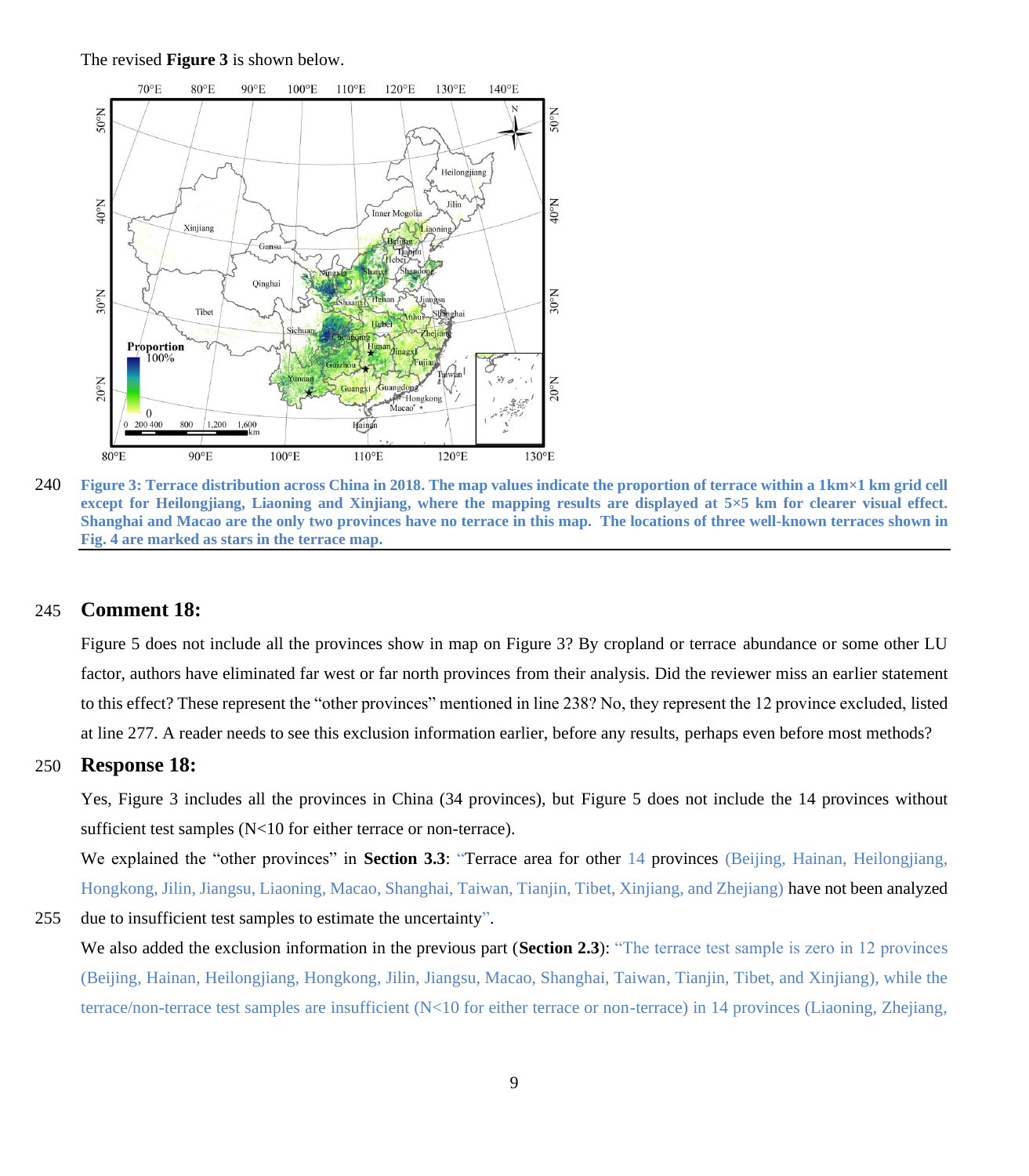The revised **Figure 3** is shown below.

**Figure 3: Terrace distribution across China in 2018. The map values indicate the proportion of terrace within a 1km×1 km grid cell except for Heilongjiang, Liaoning and Xinjiang, where the mapping results are displayed at 5×5 km for clearer visual effect. Shanghai and Macao are the only two provinces have no terrace in this map. The locations of three well-known terraces shown in Fig. 4 are marked as stars in the terrace map.**

## Comment 18:

Figure 5 does not include all the provinces show in map on Figure 3? By cropland or terrace abundance or some other LU factor, authors have eliminated far west or far north provinces from their analysis. Did the reviewer miss an earlier statement to this effect? These represent the "other provinces" mentioned in line 238? No, they represent the 12 province excluded, listed at line 277. A reader needs to see this exclusion information earlier, before any results, perhaps even before most methods?

## Response 18:

Yes, Figure 3 includes all the provinces in China (34 provinces), but Figure 5 does not include the 14 provinces without sufficient test samples (N<10 for either terrace or non-terrace).

We explained the "other provinces" in **Section 3.3**: "Terrace area for other 14 provinces (Beijing, Hainan, Heilongjiang, Hongkong, Jilin, Jiangsu, Liaoning, Macao, Shanghai, Taiwan, Tianjin, Tibet, Xinjiang, and Zhejiang) have not been analyzed due to insufficient test samples to estimate the uncertainty".

We also added the exclusion information in the previous part (**Section 2.3**): "The terrace test sample is zero in 12 provinces (Beijing, Hainan, Heilongjiang, Hongkong, Jilin, Jiangsu, Macao, Shanghai, Taiwan, Tianjin, Tibet, and Xinjiang), while the terrace/non-terrace test samples are insufficient (N<10 for either terrace or non-terrace) in 14 provinces (Liaoning, Zhejiang,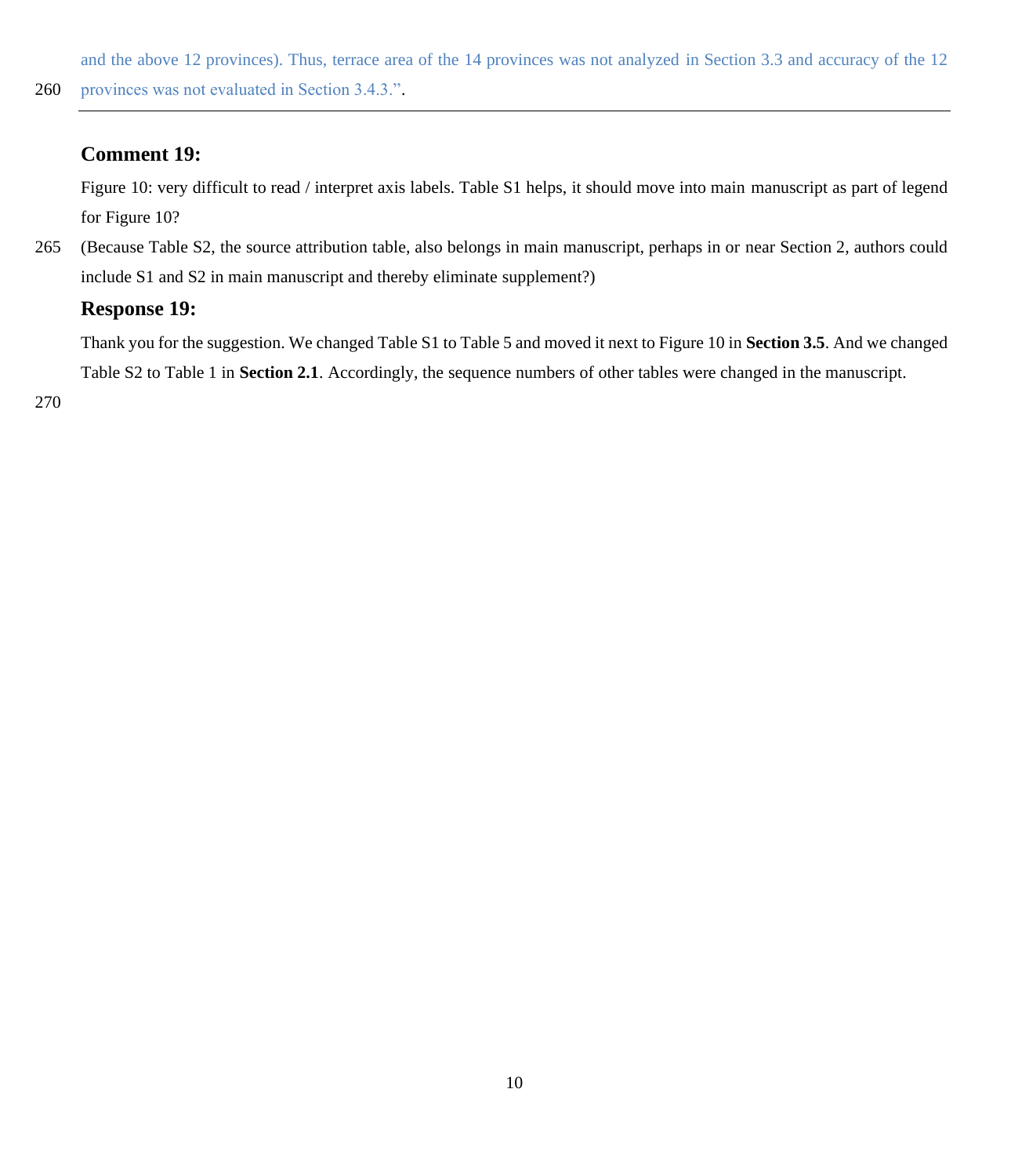and the above 12 provinces). Thus, terrace area of the 14 provinces was not analyzed in Section 3.3 and accuracy of the 12 provinces was not evaluated in Section 3.4.3.”.

---

## Comment 19:

Figure 10: very difficult to read / interpret axis labels. Table S1 helps, it should move into main manuscript as part of legend for Figure 10?

(Because Table S2, the source attribution table, also belongs in main manuscript, perhaps in or near Section 2, authors could include S1 and S2 in main manuscript and thereby eliminate supplement?)

## Response 19:

Thank you for the suggestion. We changed Table S1 to Table 5 and moved it next to Figure 10 in **Section 3.5**. And we changed Table S2 to Table 1 in **Section 2.1**. Accordingly, the sequence numbers of other tables were changed in the manuscript.